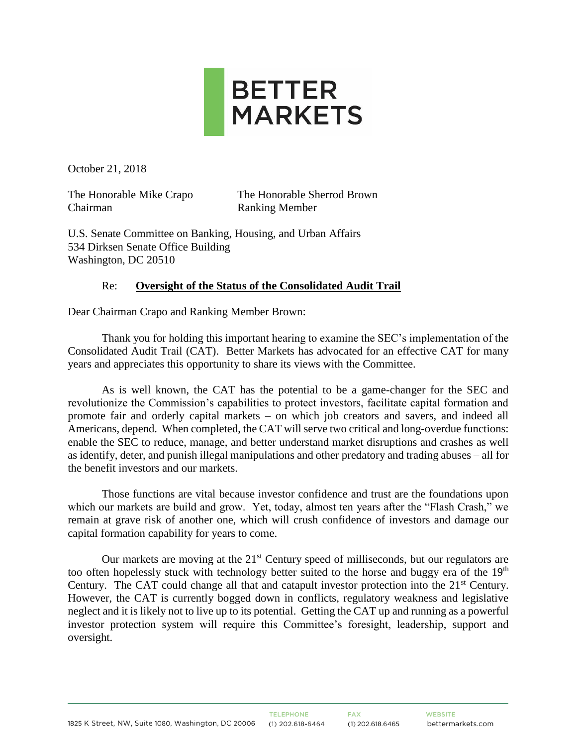# BETTER MARKETS

October 21, 2018

The Honorable Mike Crapo
Chairman

The Honorable Sherrod Brown
Ranking Member

U.S. Senate Committee on Banking, Housing, and Urban Affairs
534 Dirksen Senate Office Building
Washington, DC 20510

Re: **Oversight of the Status of the Consolidated Audit Trail**

Dear Chairman Crapo and Ranking Member Brown:

Thank you for holding this important hearing to examine the SEC's implementation of the Consolidated Audit Trail (CAT). Better Markets has advocated for an effective CAT for many years and appreciates this opportunity to share its views with the Committee.

As is well known, the CAT has the potential to be a game-changer for the SEC and revolutionize the Commission's capabilities to protect investors, facilitate capital formation and promote fair and orderly capital markets – on which job creators and savers, and indeed all Americans, depend. When completed, the CAT will serve two critical and long-overdue functions: enable the SEC to reduce, manage, and better understand market disruptions and crashes as well as identify, deter, and punish illegal manipulations and other predatory and trading abuses – all for the benefit investors and our markets.

Those functions are vital because investor confidence and trust are the foundations upon which our markets are build and grow. Yet, today, almost ten years after the "Flash Crash," we remain at grave risk of another one, which will crush confidence of investors and damage our capital formation capability for years to come.

Our markets are moving at the 21st Century speed of milliseconds, but our regulators are too often hopelessly stuck with technology better suited to the horse and buggy era of the 19th Century. The CAT could change all that and catapult investor protection into the 21st Century. However, the CAT is currently bogged down in conflicts, regulatory weakness and legislative neglect and it is likely not to live up to its potential. Getting the CAT up and running as a powerful investor protection system will require this Committee's foresight, leadership, support and oversight.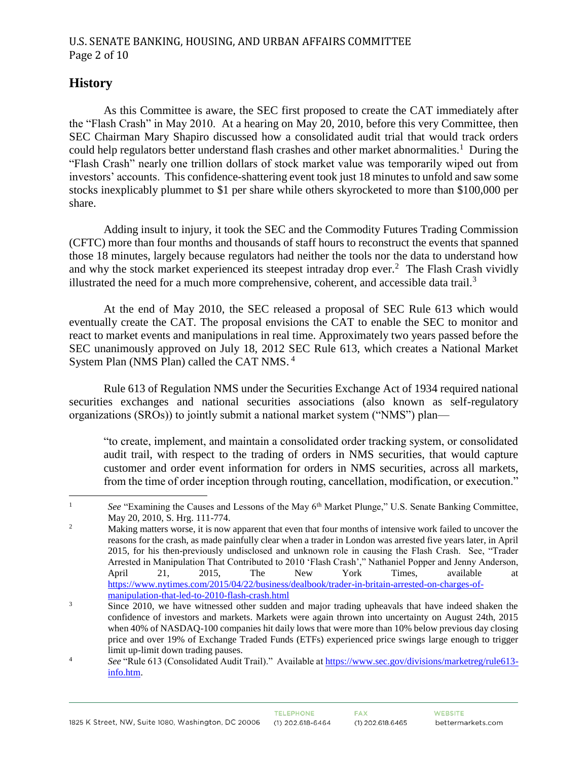## History

As this Committee is aware, the SEC first proposed to create the CAT immediately after the "Flash Crash" in May 2010. At a hearing on May 20, 2010, before this very Committee, then SEC Chairman Mary Shapiro discussed how a consolidated audit trial that would track orders could help regulators better understand flash crashes and other market abnormalities.[1] During the "Flash Crash" nearly one trillion dollars of stock market value was temporarily wiped out from investors' accounts. This confidence-shattering event took just 18 minutes to unfold and saw some stocks inexplicably plummet to $1 per share while others skyrocketed to more than $100,000 per share.

Adding insult to injury, it took the SEC and the Commodity Futures Trading Commission (CFTC) more than four months and thousands of staff hours to reconstruct the events that spanned those 18 minutes, largely because regulators had neither the tools nor the data to understand how and why the stock market experienced its steepest intraday drop ever.[2] The Flash Crash vividly illustrated the need for a much more comprehensive, coherent, and accessible data trail.[3]

At the end of May 2010, the SEC released a proposal of SEC Rule 613 which would eventually create the CAT. The proposal envisions the CAT to enable the SEC to monitor and react to market events and manipulations in real time. Approximately two years passed before the SEC unanimously approved on July 18, 2012 SEC Rule 613, which creates a National Market System Plan (NMS Plan) called the CAT NMS.[4]

Rule 613 of Regulation NMS under the Securities Exchange Act of 1934 required national securities exchanges and national securities associations (also known as self-regulatory organizations (SROs)) to jointly submit a national market system ("NMS") plan—

> "to create, implement, and maintain a consolidated order tracking system, or consolidated audit trail, with respect to the trading of orders in NMS securities, that would capture customer and order event information for orders in NMS securities, across all markets, from the time of order inception through routing, cancellation, modification, or execution."

---

[1] *See* "Examining the Causes and Lessons of the May 6th Market Plunge," U.S. Senate Banking Committee, May 20, 2010, S. Hrg. 111-774.

[2] Making matters worse, it is now apparent that even that four months of intensive work failed to uncover the reasons for the crash, as made painfully clear when a trader in London was arrested five years later, in April 2015, for his then-previously undisclosed and unknown role in causing the Flash Crash. See, "Trader Arrested in Manipulation That Contributed to 2010 'Flash Crash'," Nathaniel Popper and Jenny Anderson, April 21, 2015, The New York Times, available at https://www.nytimes.com/2015/04/22/business/dealbook/trader-in-britain-arrested-on-charges-of-manipulation-that-led-to-2010-flash-crash.html

[3] Since 2010, we have witnessed other sudden and major trading upheavals that have indeed shaken the confidence of investors and markets. Markets were again thrown into uncertainty on August 24th, 2015 when 40% of NASDAQ-100 companies hit daily lows that were more than 10% below previous day closing price and over 19% of Exchange Traded Funds (ETFs) experienced price swings large enough to trigger limit up-limit down trading pauses.

[4] *See* "Rule 613 (Consolidated Audit Trail)." Available at https://www.sec.gov/divisions/marketreg/rule613-info.htm.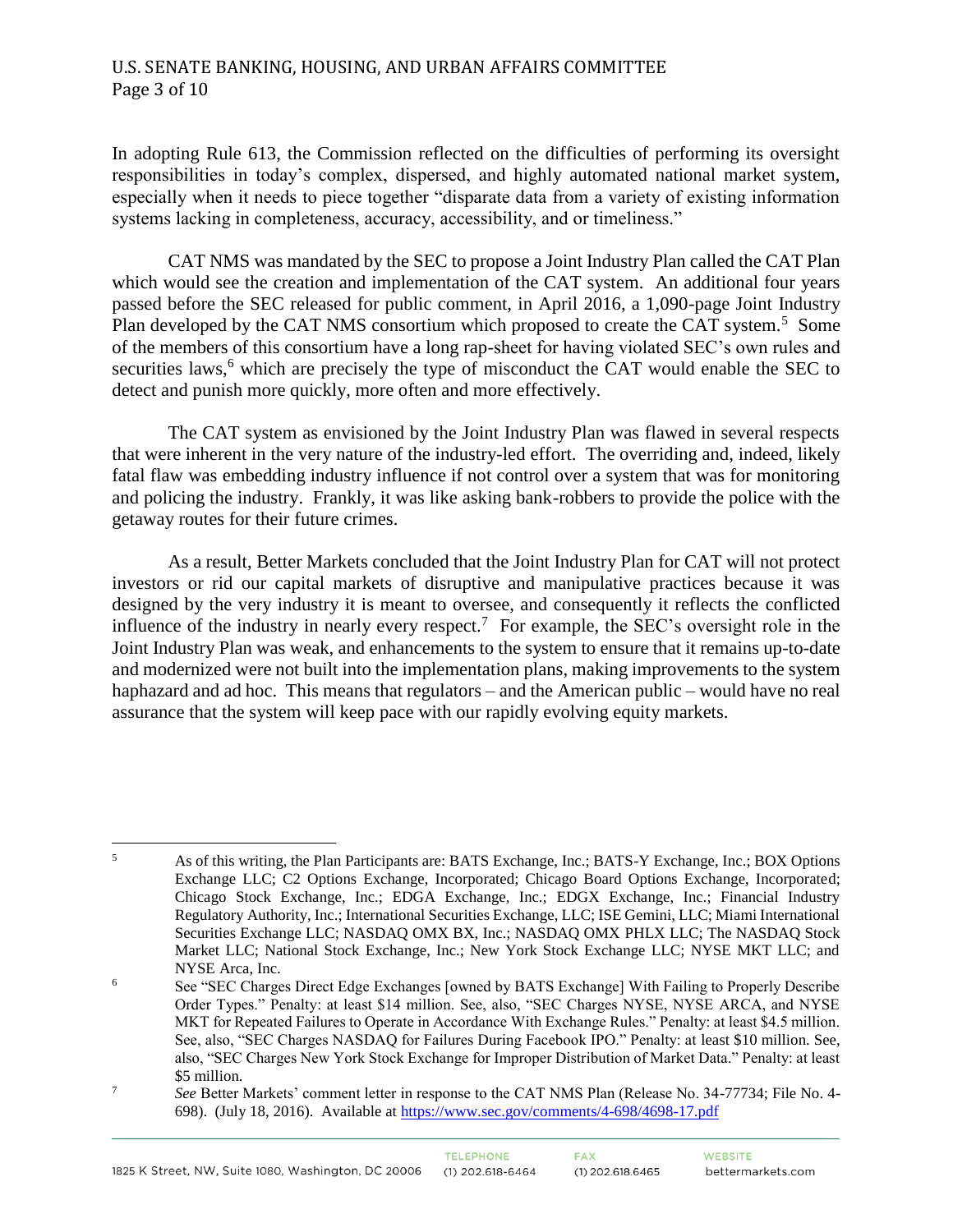In adopting Rule 613, the Commission reflected on the difficulties of performing its oversight responsibilities in today's complex, dispersed, and highly automated national market system, especially when it needs to piece together "disparate data from a variety of existing information systems lacking in completeness, accuracy, accessibility, and or timeliness."

CAT NMS was mandated by the SEC to propose a Joint Industry Plan called the CAT Plan which would see the creation and implementation of the CAT system. An additional four years passed before the SEC released for public comment, in April 2016, a 1,090-page Joint Industry Plan developed by the CAT NMS consortium which proposed to create the CAT system.[5] Some of the members of this consortium have a long rap-sheet for having violated SEC's own rules and securities laws,[6] which are precisely the type of misconduct the CAT would enable the SEC to detect and punish more quickly, more often and more effectively.

The CAT system as envisioned by the Joint Industry Plan was flawed in several respects that were inherent in the very nature of the industry-led effort. The overriding and, indeed, likely fatal flaw was embedding industry influence if not control over a system that was for monitoring and policing the industry. Frankly, it was like asking bank-robbers to provide the police with the getaway routes for their future crimes.

As a result, Better Markets concluded that the Joint Industry Plan for CAT will not protect investors or rid our capital markets of disruptive and manipulative practices because it was designed by the very industry it is meant to oversee, and consequently it reflects the conflicted influence of the industry in nearly every respect.[7] For example, the SEC's oversight role in the Joint Industry Plan was weak, and enhancements to the system to ensure that it remains up-to-date and modernized were not built into the implementation plans, making improvements to the system haphazard and ad hoc. This means that regulators – and the American public – would have no real assurance that the system will keep pace with our rapidly evolving equity markets.

---

[5] As of this writing, the Plan Participants are: BATS Exchange, Inc.; BATS-Y Exchange, Inc.; BOX Options Exchange LLC; C2 Options Exchange, Incorporated; Chicago Board Options Exchange, Incorporated; Chicago Stock Exchange, Inc.; EDGA Exchange, Inc.; EDGX Exchange, Inc.; Financial Industry Regulatory Authority, Inc.; International Securities Exchange, LLC; ISE Gemini, LLC; Miami International Securities Exchange LLC; NASDAQ OMX BX, Inc.; NASDAQ OMX PHLX LLC; The NASDAQ Stock Market LLC; National Stock Exchange, Inc.; New York Stock Exchange LLC; NYSE MKT LLC; and NYSE Arca, Inc.

[6] See "SEC Charges Direct Edge Exchanges [owned by BATS Exchange] With Failing to Properly Describe Order Types." Penalty: at least $14 million. See, also, "SEC Charges NYSE, NYSE ARCA, and NYSE MKT for Repeated Failures to Operate in Accordance With Exchange Rules." Penalty: at least $4.5 million. See, also, "SEC Charges NASDAQ for Failures During Facebook IPO." Penalty: at least $10 million. See, also, "SEC Charges New York Stock Exchange for Improper Distribution of Market Data." Penalty: at least $5 million.

[7] *See* Better Markets' comment letter in response to the CAT NMS Plan (Release No. 34-77734; File No. 4-698). (July 18, 2016). Available at https://www.sec.gov/comments/4-698/4698-17.pdf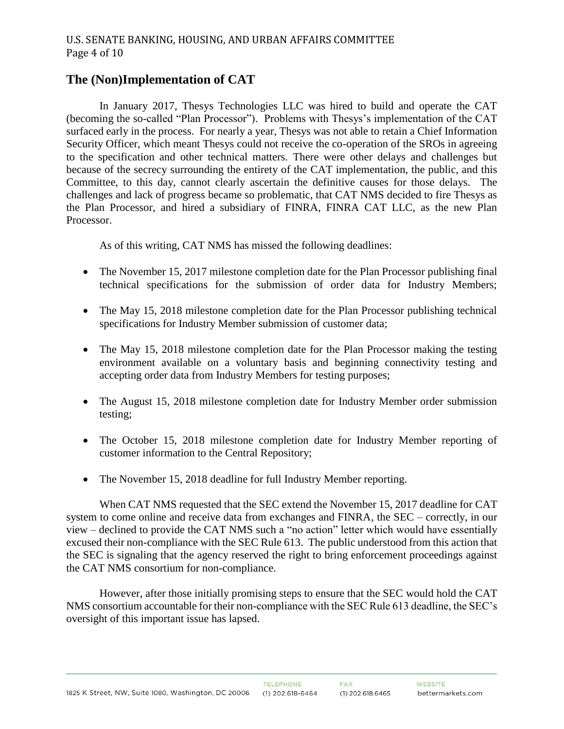## The (Non)Implementation of CAT

In January 2017, Thesys Technologies LLC was hired to build and operate the CAT (becoming the so-called "Plan Processor"). Problems with Thesys's implementation of the CAT surfaced early in the process. For nearly a year, Thesys was not able to retain a Chief Information Security Officer, which meant Thesys could not receive the co-operation of the SROs in agreeing to the specification and other technical matters. There were other delays and challenges but because of the secrecy surrounding the entirety of the CAT implementation, the public, and this Committee, to this day, cannot clearly ascertain the definitive causes for those delays. The challenges and lack of progress became so problematic, that CAT NMS decided to fire Thesys as the Plan Processor, and hired a subsidiary of FINRA, FINRA CAT LLC, as the new Plan Processor.

As of this writing, CAT NMS has missed the following deadlines:

- The November 15, 2017 milestone completion date for the Plan Processor publishing final technical specifications for the submission of order data for Industry Members;
- The May 15, 2018 milestone completion date for the Plan Processor publishing technical specifications for Industry Member submission of customer data;
- The May 15, 2018 milestone completion date for the Plan Processor making the testing environment available on a voluntary basis and beginning connectivity testing and accepting order data from Industry Members for testing purposes;
- The August 15, 2018 milestone completion date for Industry Member order submission testing;
- The October 15, 2018 milestone completion date for Industry Member reporting of customer information to the Central Repository;
- The November 15, 2018 deadline for full Industry Member reporting.

When CAT NMS requested that the SEC extend the November 15, 2017 deadline for CAT system to come online and receive data from exchanges and FINRA, the SEC – correctly, in our view – declined to provide the CAT NMS such a "no action" letter which would have essentially excused their non-compliance with the SEC Rule 613. The public understood from this action that the SEC is signaling that the agency reserved the right to bring enforcement proceedings against the CAT NMS consortium for non-compliance.

However, after those initially promising steps to ensure that the SEC would hold the CAT NMS consortium accountable for their non-compliance with the SEC Rule 613 deadline, the SEC's oversight of this important issue has lapsed.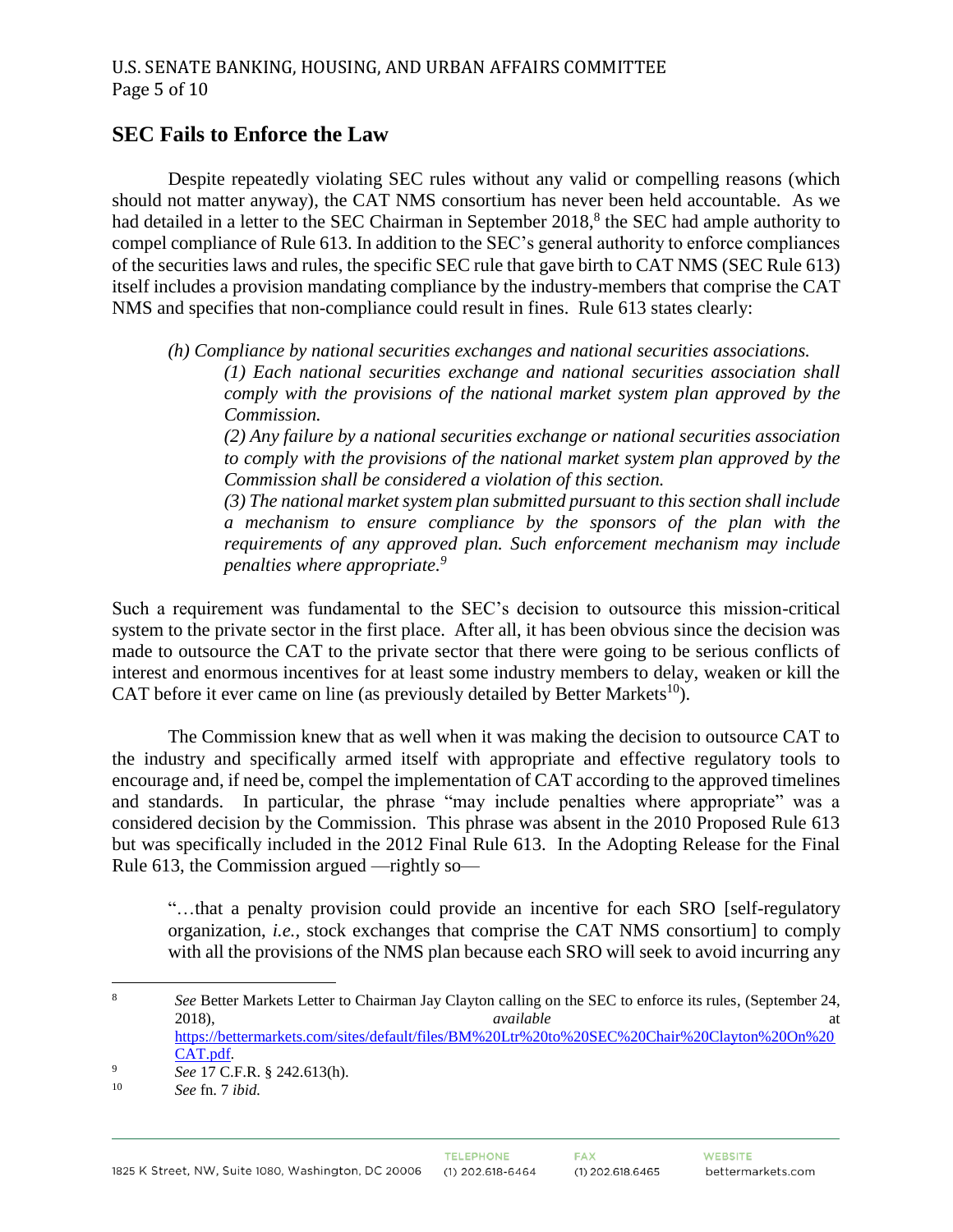## SEC Fails to Enforce the Law

Despite repeatedly violating SEC rules without any valid or compelling reasons (which should not matter anyway), the CAT NMS consortium has never been held accountable. As we had detailed in a letter to the SEC Chairman in September 2018,[8] the SEC had ample authority to compel compliance of Rule 613. In addition to the SEC's general authority to enforce compliances of the securities laws and rules, the specific SEC rule that gave birth to CAT NMS (SEC Rule 613) itself includes a provision mandating compliance by the industry-members that comprise the CAT NMS and specifies that non-compliance could result in fines. Rule 613 states clearly:

> *(h) Compliance by national securities exchanges and national securities associations.*
>
> *(1) Each national securities exchange and national securities association shall comply with the provisions of the national market system plan approved by the Commission.*
>
> *(2) Any failure by a national securities exchange or national securities association to comply with the provisions of the national market system plan approved by the Commission shall be considered a violation of this section.*
>
> *(3) The national market system plan submitted pursuant to this section shall include a mechanism to ensure compliance by the sponsors of the plan with the requirements of any approved plan. Such enforcement mechanism may include penalties where appropriate.*[9]

Such a requirement was fundamental to the SEC's decision to outsource this mission-critical system to the private sector in the first place. After all, it has been obvious since the decision was made to outsource the CAT to the private sector that there were going to be serious conflicts of interest and enormous incentives for at least some industry members to delay, weaken or kill the CAT before it ever came on line (as previously detailed by Better Markets[10]).

The Commission knew that as well when it was making the decision to outsource CAT to the industry and specifically armed itself with appropriate and effective regulatory tools to encourage and, if need be, compel the implementation of CAT according to the approved timelines and standards. In particular, the phrase "may include penalties where appropriate" was a considered decision by the Commission. This phrase was absent in the 2010 Proposed Rule 613 but was specifically included in the 2012 Final Rule 613. In the Adopting Release for the Final Rule 613, the Commission argued —rightly so—

> "…that a penalty provision could provide an incentive for each SRO [self-regulatory organization, *i.e.*, stock exchanges that comprise the CAT NMS consortium] to comply with all the provisions of the NMS plan because each SRO will seek to avoid incurring any

---

[8] *See* Better Markets Letter to Chairman Jay Clayton calling on the SEC to enforce its rules, (September 24, 2018), *available* at https://bettermarkets.com/sites/default/files/BM%20Ltr%20to%20SEC%20Chair%20Clayton%20On%20CAT.pdf.

[9] *See* 17 C.F.R. § 242.613(h).

[10] *See* fn. 7 *ibid.*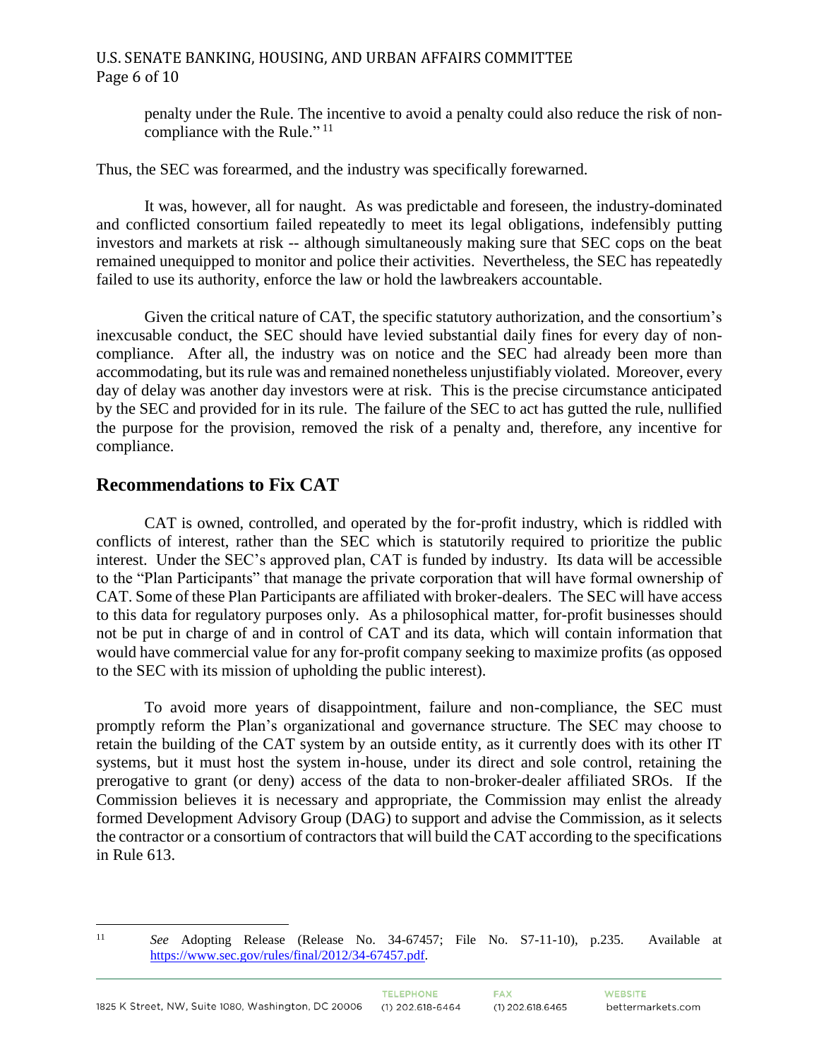penalty under the Rule. The incentive to avoid a penalty could also reduce the risk of non-compliance with the Rule."[11]

Thus, the SEC was forearmed, and the industry was specifically forewarned.

It was, however, all for naught. As was predictable and foreseen, the industry-dominated and conflicted consortium failed repeatedly to meet its legal obligations, indefensibly putting investors and markets at risk -- although simultaneously making sure that SEC cops on the beat remained unequipped to monitor and police their activities. Nevertheless, the SEC has repeatedly failed to use its authority, enforce the law or hold the lawbreakers accountable.

Given the critical nature of CAT, the specific statutory authorization, and the consortium's inexcusable conduct, the SEC should have levied substantial daily fines for every day of non-compliance. After all, the industry was on notice and the SEC had already been more than accommodating, but its rule was and remained nonetheless unjustifiably violated. Moreover, every day of delay was another day investors were at risk. This is the precise circumstance anticipated by the SEC and provided for in its rule. The failure of the SEC to act has gutted the rule, nullified the purpose for the provision, removed the risk of a penalty and, therefore, any incentive for compliance.

## Recommendations to Fix CAT

CAT is owned, controlled, and operated by the for-profit industry, which is riddled with conflicts of interest, rather than the SEC which is statutorily required to prioritize the public interest. Under the SEC's approved plan, CAT is funded by industry. Its data will be accessible to the "Plan Participants" that manage the private corporation that will have formal ownership of CAT. Some of these Plan Participants are affiliated with broker-dealers. The SEC will have access to this data for regulatory purposes only. As a philosophical matter, for-profit businesses should not be put in charge of and in control of CAT and its data, which will contain information that would have commercial value for any for-profit company seeking to maximize profits (as opposed to the SEC with its mission of upholding the public interest).

To avoid more years of disappointment, failure and non-compliance, the SEC must promptly reform the Plan's organizational and governance structure. The SEC may choose to retain the building of the CAT system by an outside entity, as it currently does with its other IT systems, but it must host the system in-house, under its direct and sole control, retaining the prerogative to grant (or deny) access of the data to non-broker-dealer affiliated SROs. If the Commission believes it is necessary and appropriate, the Commission may enlist the already formed Development Advisory Group (DAG) to support and advise the Commission, as it selects the contractor or a consortium of contractors that will build the CAT according to the specifications in Rule 613.

---

[11] *See* Adopting Release (Release No. 34-67457; File No. S7-11-10), p.235. Available at https://www.sec.gov/rules/final/2012/34-67457.pdf.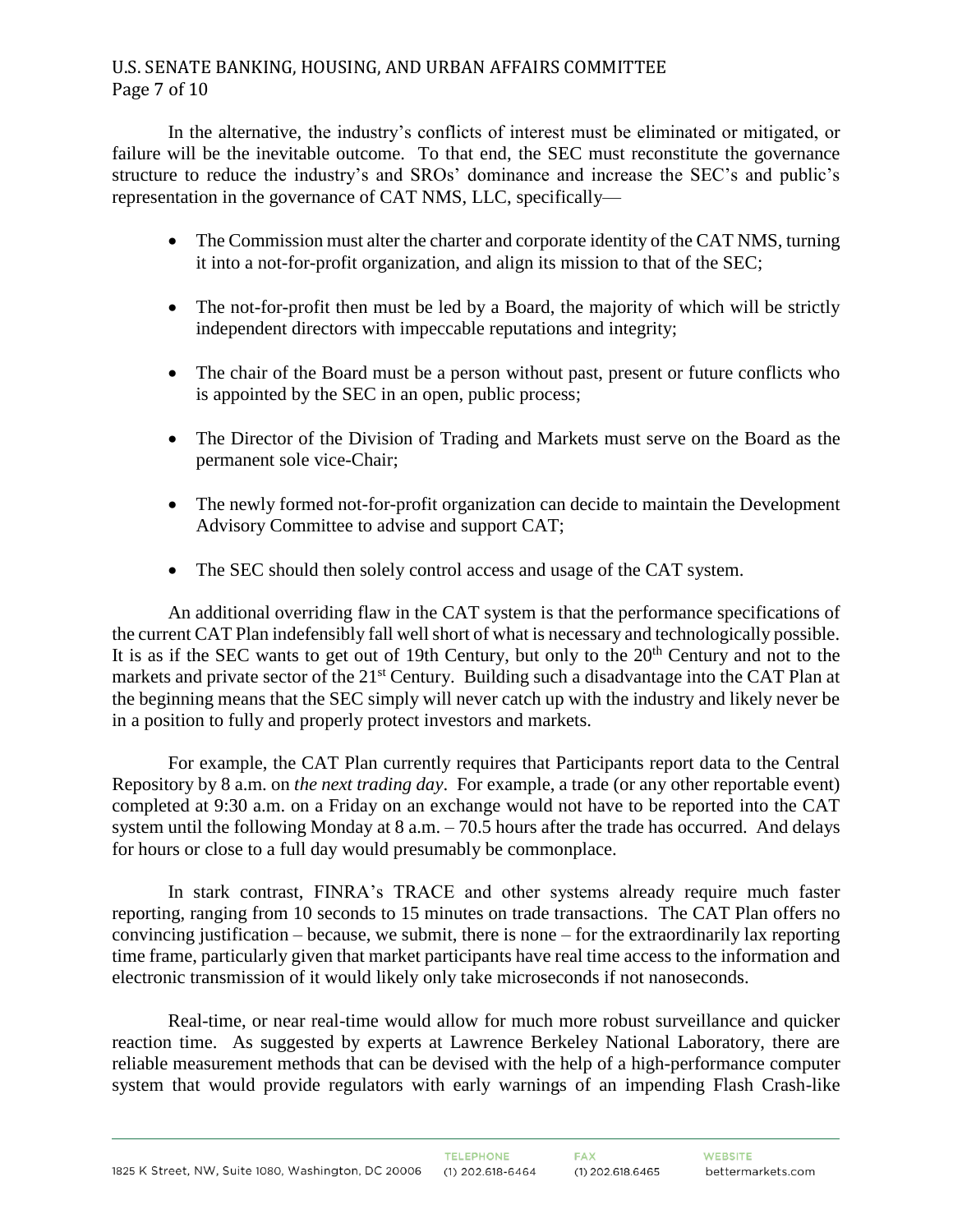In the alternative, the industry's conflicts of interest must be eliminated or mitigated, or failure will be the inevitable outcome. To that end, the SEC must reconstitute the governance structure to reduce the industry's and SROs' dominance and increase the SEC's and public's representation in the governance of CAT NMS, LLC, specifically—

- The Commission must alter the charter and corporate identity of the CAT NMS, turning it into a not-for-profit organization, and align its mission to that of the SEC;
- The not-for-profit then must be led by a Board, the majority of which will be strictly independent directors with impeccable reputations and integrity;
- The chair of the Board must be a person without past, present or future conflicts who is appointed by the SEC in an open, public process;
- The Director of the Division of Trading and Markets must serve on the Board as the permanent sole vice-Chair;
- The newly formed not-for-profit organization can decide to maintain the Development Advisory Committee to advise and support CAT;
- The SEC should then solely control access and usage of the CAT system.

An additional overriding flaw in the CAT system is that the performance specifications of the current CAT Plan indefensibly fall well short of what is necessary and technologically possible. It is as if the SEC wants to get out of 19th Century, but only to the 20th Century and not to the markets and private sector of the 21st Century. Building such a disadvantage into the CAT Plan at the beginning means that the SEC simply will never catch up with the industry and likely never be in a position to fully and properly protect investors and markets.

For example, the CAT Plan currently requires that Participants report data to the Central Repository by 8 a.m. on *the next trading day*. For example, a trade (or any other reportable event) completed at 9:30 a.m. on a Friday on an exchange would not have to be reported into the CAT system until the following Monday at 8 a.m. – 70.5 hours after the trade has occurred. And delays for hours or close to a full day would presumably be commonplace.

In stark contrast, FINRA's TRACE and other systems already require much faster reporting, ranging from 10 seconds to 15 minutes on trade transactions. The CAT Plan offers no convincing justification – because, we submit, there is none – for the extraordinarily lax reporting time frame, particularly given that market participants have real time access to the information and electronic transmission of it would likely only take microseconds if not nanoseconds.

Real-time, or near real-time would allow for much more robust surveillance and quicker reaction time. As suggested by experts at Lawrence Berkeley National Laboratory, there are reliable measurement methods that can be devised with the help of a high-performance computer system that would provide regulators with early warnings of an impending Flash Crash-like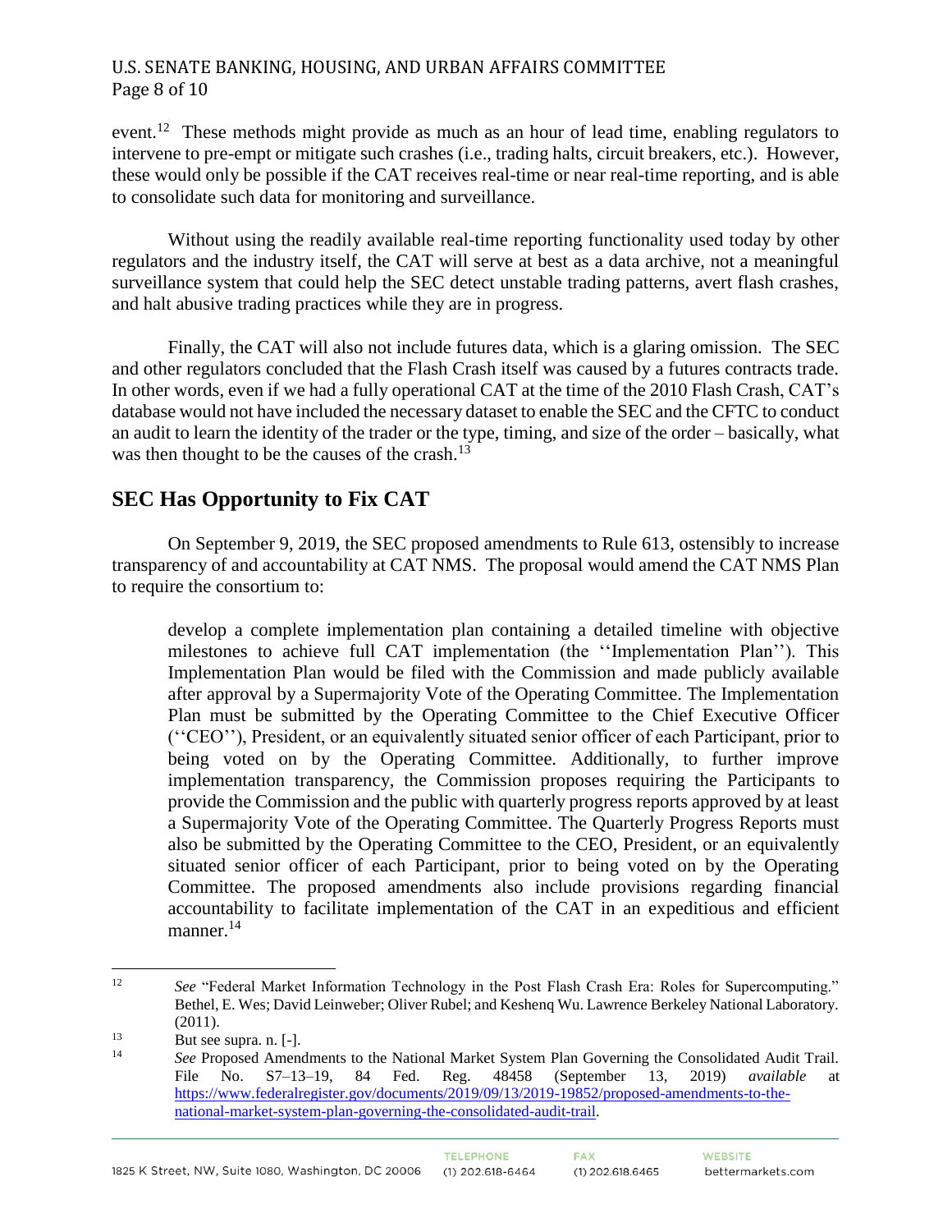event.[12] These methods might provide as much as an hour of lead time, enabling regulators to intervene to pre-empt or mitigate such crashes (i.e., trading halts, circuit breakers, etc.). However, these would only be possible if the CAT receives real-time or near real-time reporting, and is able to consolidate such data for monitoring and surveillance.

Without using the readily available real-time reporting functionality used today by other regulators and the industry itself, the CAT will serve at best as a data archive, not a meaningful surveillance system that could help the SEC detect unstable trading patterns, avert flash crashes, and halt abusive trading practices while they are in progress.

Finally, the CAT will also not include futures data, which is a glaring omission. The SEC and other regulators concluded that the Flash Crash itself was caused by a futures contracts trade. In other words, even if we had a fully operational CAT at the time of the 2010 Flash Crash, CAT's database would not have included the necessary dataset to enable the SEC and the CFTC to conduct an audit to learn the identity of the trader or the type, timing, and size of the order – basically, what was then thought to be the causes of the crash.[13]

## SEC Has Opportunity to Fix CAT

On September 9, 2019, the SEC proposed amendments to Rule 613, ostensibly to increase transparency of and accountability at CAT NMS. The proposal would amend the CAT NMS Plan to require the consortium to:

> develop a complete implementation plan containing a detailed timeline with objective milestones to achieve full CAT implementation (the ''Implementation Plan''). This Implementation Plan would be filed with the Commission and made publicly available after approval by a Supermajority Vote of the Operating Committee. The Implementation Plan must be submitted by the Operating Committee to the Chief Executive Officer (''CEO''), President, or an equivalently situated senior officer of each Participant, prior to being voted on by the Operating Committee. Additionally, to further improve implementation transparency, the Commission proposes requiring the Participants to provide the Commission and the public with quarterly progress reports approved by at least a Supermajority Vote of the Operating Committee. The Quarterly Progress Reports must also be submitted by the Operating Committee to the CEO, President, or an equivalently situated senior officer of each Participant, prior to being voted on by the Operating Committee. The proposed amendments also include provisions regarding financial accountability to facilitate implementation of the CAT in an expeditious and efficient manner.[14]

---

[12] *See* "Federal Market Information Technology in the Post Flash Crash Era: Roles for Supercomputing." Bethel, E. Wes; David Leinweber; Oliver Rubel; and Keshenq Wu. Lawrence Berkeley National Laboratory. (2011).

[13] But see supra. n. [-].

[14] *See* Proposed Amendments to the National Market System Plan Governing the Consolidated Audit Trail. File No. S7–13–19, 84 Fed. Reg. 48458 (September 13, 2019) *available* at https://www.federalregister.gov/documents/2019/09/13/2019-19852/proposed-amendments-to-the-national-market-system-plan-governing-the-consolidated-audit-trail.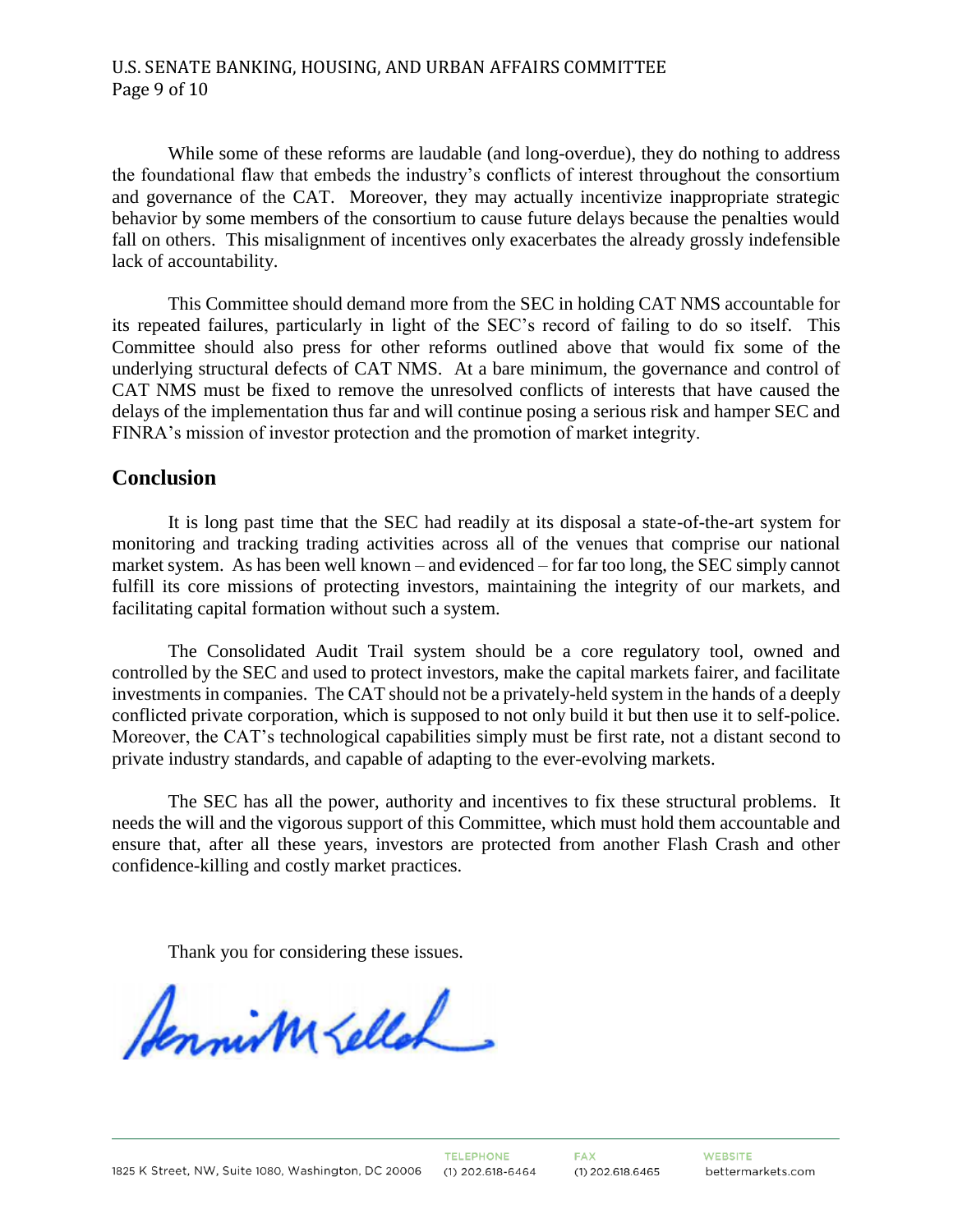While some of these reforms are laudable (and long-overdue), they do nothing to address the foundational flaw that embeds the industry's conflicts of interest throughout the consortium and governance of the CAT. Moreover, they may actually incentivize inappropriate strategic behavior by some members of the consortium to cause future delays because the penalties would fall on others. This misalignment of incentives only exacerbates the already grossly indefensible lack of accountability.

This Committee should demand more from the SEC in holding CAT NMS accountable for its repeated failures, particularly in light of the SEC's record of failing to do so itself. This Committee should also press for other reforms outlined above that would fix some of the underlying structural defects of CAT NMS. At a bare minimum, the governance and control of CAT NMS must be fixed to remove the unresolved conflicts of interests that have caused the delays of the implementation thus far and will continue posing a serious risk and hamper SEC and FINRA's mission of investor protection and the promotion of market integrity.

## Conclusion

It is long past time that the SEC had readily at its disposal a state-of-the-art system for monitoring and tracking trading activities across all of the venues that comprise our national market system. As has been well known – and evidenced – for far too long, the SEC simply cannot fulfill its core missions of protecting investors, maintaining the integrity of our markets, and facilitating capital formation without such a system.

The Consolidated Audit Trail system should be a core regulatory tool, owned and controlled by the SEC and used to protect investors, make the capital markets fairer, and facilitate investments in companies. The CAT should not be a privately-held system in the hands of a deeply conflicted private corporation, which is supposed to not only build it but then use it to self-police. Moreover, the CAT's technological capabilities simply must be first rate, not a distant second to private industry standards, and capable of adapting to the ever-evolving markets.

The SEC has all the power, authority and incentives to fix these structural problems. It needs the will and the vigorous support of this Committee, which must hold them accountable and ensure that, after all these years, investors are protected from another Flash Crash and other confidence-killing and costly market practices.

Thank you for considering these issues.

Dennis M. Kelleher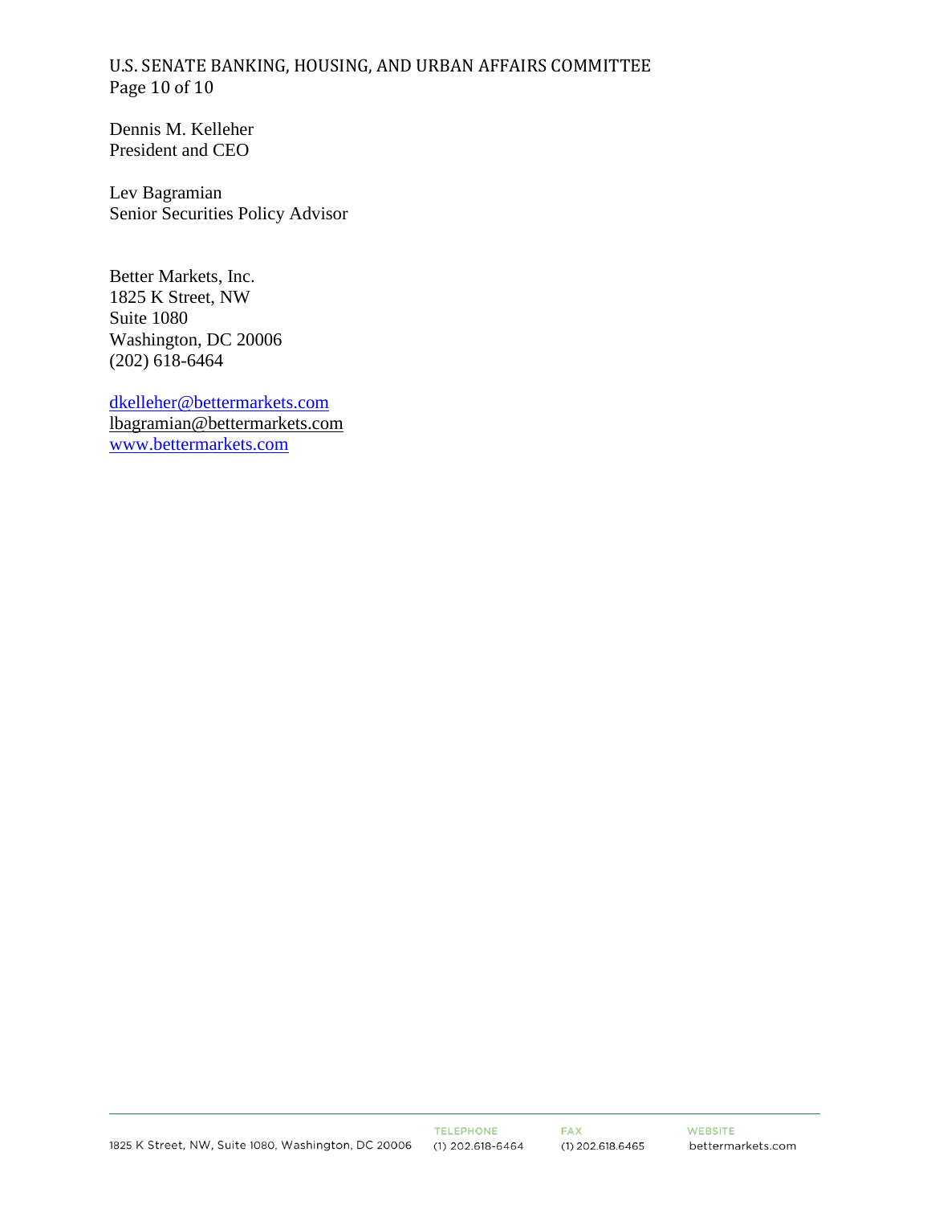Dennis M. Kelleher
President and CEO

Lev Bagramian
Senior Securities Policy Advisor

Better Markets, Inc.
1825 K Street, NW
Suite 1080
Washington, DC 20006
(202) 618-6464

dkelleher@bettermarkets.com
lbagramian@bettermarkets.com
www.bettermarkets.com